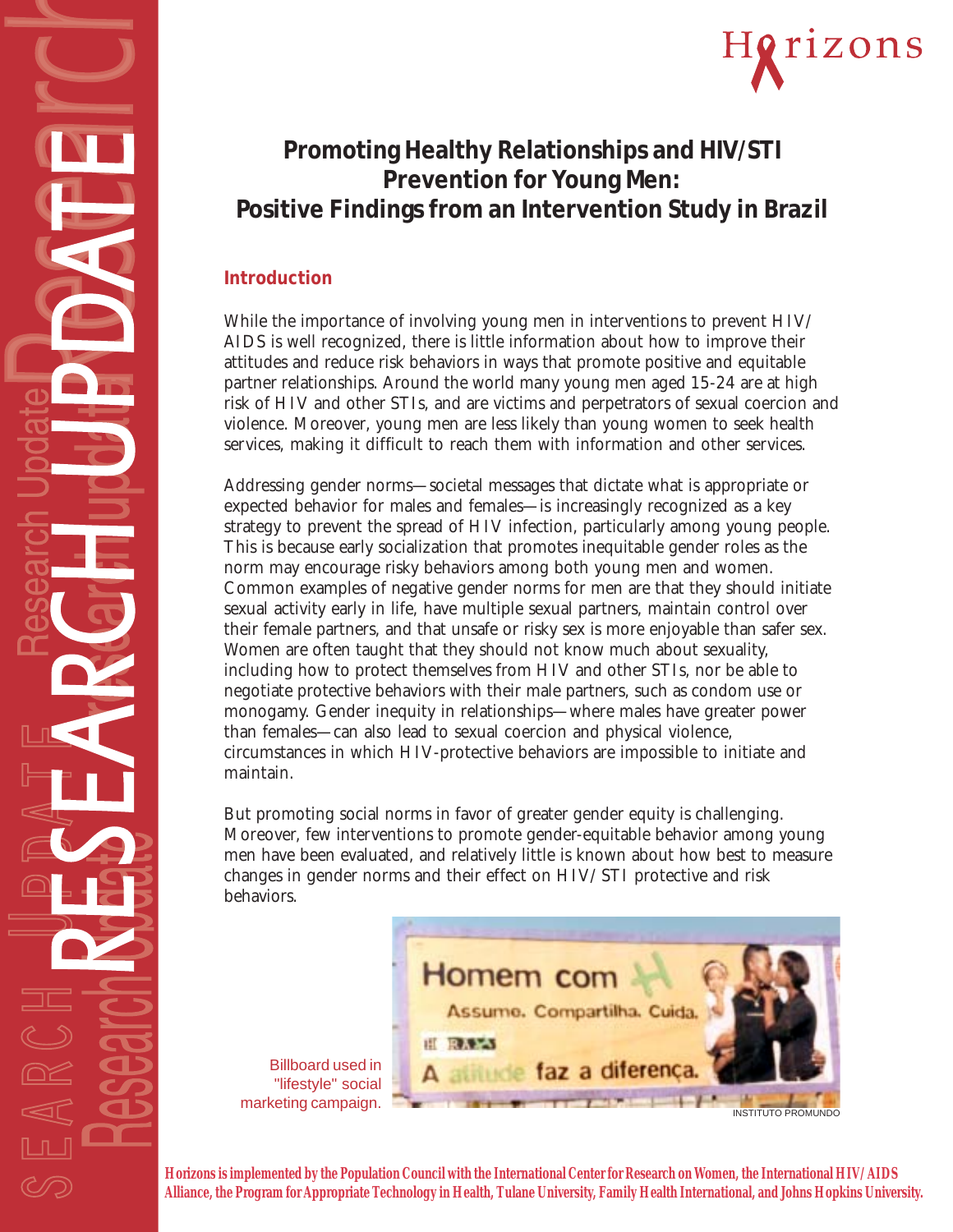Horizons

# Promoting Healthy Relationships and HIV/STI Prevention for Young Men: Positive Findings from an Intervention Study in Brazil

## Introduction

While the importance of involving young men in interventions to prevent HIV/AIDS is well recognized, there is little information about how to improve their attitudes and reduce risk behaviors in ways that promote positive and equitable partner relationships. Around the world many young men aged 15-24 are at high risk of HIV and other STIs, and are victims and perpetrators of sexual coercion and violence. Moreover, young men are less likely than young women to seek health services, making it difficult to reach them with information and other services.

Addressing gender norms—societal messages that dictate what is appropriate or expected behavior for males and females—is increasingly recognized as a key strategy to prevent the spread of HIV infection, particularly among young people. This is because early socialization that promotes inequitable gender roles as the norm may encourage risky behaviors among both young men and women. Common examples of negative gender norms for men are that they should initiate sexual activity early in life, have multiple sexual partners, maintain control over their female partners, and that unsafe or risky sex is more enjoyable than safer sex. Women are often taught that they should not know much about sexuality, including how to protect themselves from HIV and other STIs, nor be able to negotiate protective behaviors with their male partners, such as condom use or monogamy. Gender inequity in relationships—where males have greater power than females—can also lead to sexual coercion and physical violence, circumstances in which HIV-protective behaviors are impossible to initiate and maintain.

But promoting social norms in favor of greater gender equity is challenging. Moreover, few interventions to promote gender-equitable behavior among young men have been evaluated, and relatively little is known about how best to measure changes in gender norms and their effect on HIV/STI protective and risk behaviors.

Billboard used in "lifestyle" social marketing campaign.

INSTITUTO PROMUNDO

**Horizons is implemented by the Population Council with the International Center for Research on Women, the International HIV/AIDS Alliance, the Program for Appropriate Technology in Health, Tulane University, Family Health International, and Johns Hopkins University.**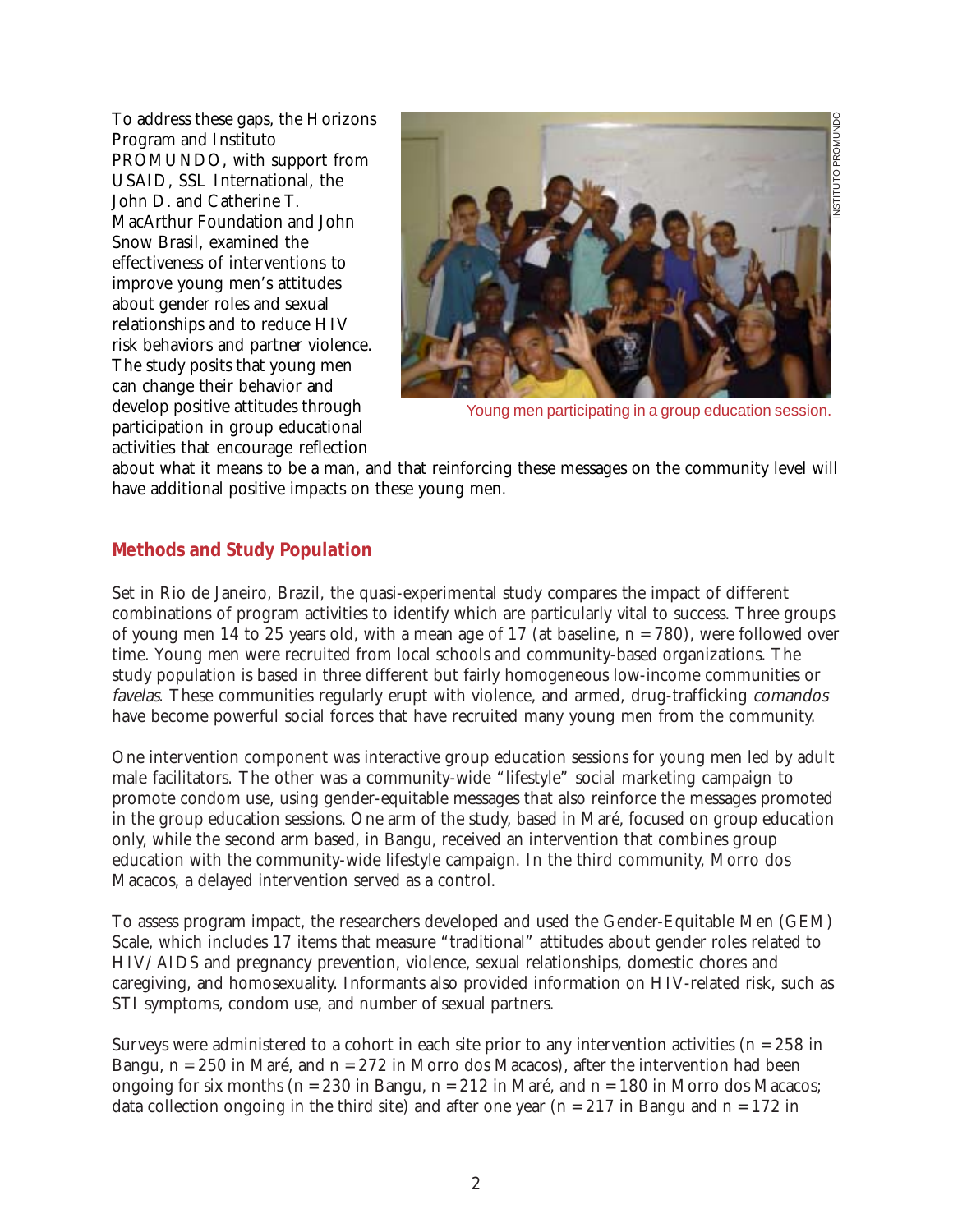To address these gaps, the Horizons Program and Instituto PROMUNDO, with support from USAID, SSL International, the John D. and Catherine T. MacArthur Foundation and John Snow Brasil, examined the effectiveness of interventions to improve young men's attitudes about gender roles and sexual relationships and to reduce HIV risk behaviors and partner violence. The study posits that young men can change their behavior and develop positive attitudes through participation in group educational activities that encourage reflection about what it means to be a man, and that reinforcing these messages on the community level will have additional positive impacts on these young men.

Young men participating in a group education session.

## Methods and Study Population

Set in Rio de Janeiro, Brazil, the quasi-experimental study compares the impact of different combinations of program activities to identify which are particularly vital to success. Three groups of young men 14 to 25 years old, with a mean age of 17 (at baseline, n = 780), were followed over time. Young men were recruited from local schools and community-based organizations. The study population is based in three different but fairly homogeneous low-income communities or *favelas*. These communities regularly erupt with violence, and armed, drug-trafficking *comandos* have become powerful social forces that have recruited many young men from the community.

One intervention component was interactive group education sessions for young men led by adult male facilitators. The other was a community-wide "lifestyle" social marketing campaign to promote condom use, using gender-equitable messages that also reinforce the messages promoted in the group education sessions. One arm of the study, based in Maré, focused on group education only, while the second arm based, in Bangu, received an intervention that combines group education with the community-wide lifestyle campaign. In the third community, Morro dos Macacos, a delayed intervention served as a control.

To assess program impact, the researchers developed and used the Gender-Equitable Men (GEM) Scale, which includes 17 items that measure "traditional" attitudes about gender roles related to HIV/AIDS and pregnancy prevention, violence, sexual relationships, domestic chores and caregiving, and homosexuality. Informants also provided information on HIV-related risk, such as STI symptoms, condom use, and number of sexual partners.

Surveys were administered to a cohort in each site prior to any intervention activities (n = 258 in Bangu, n = 250 in Maré, and n = 272 in Morro dos Macacos), after the intervention had been ongoing for six months (n = 230 in Bangu, n = 212 in Maré, and n = 180 in Morro dos Macacos; data collection ongoing in the third site) and after one year (n = 217 in Bangu and n = 172 in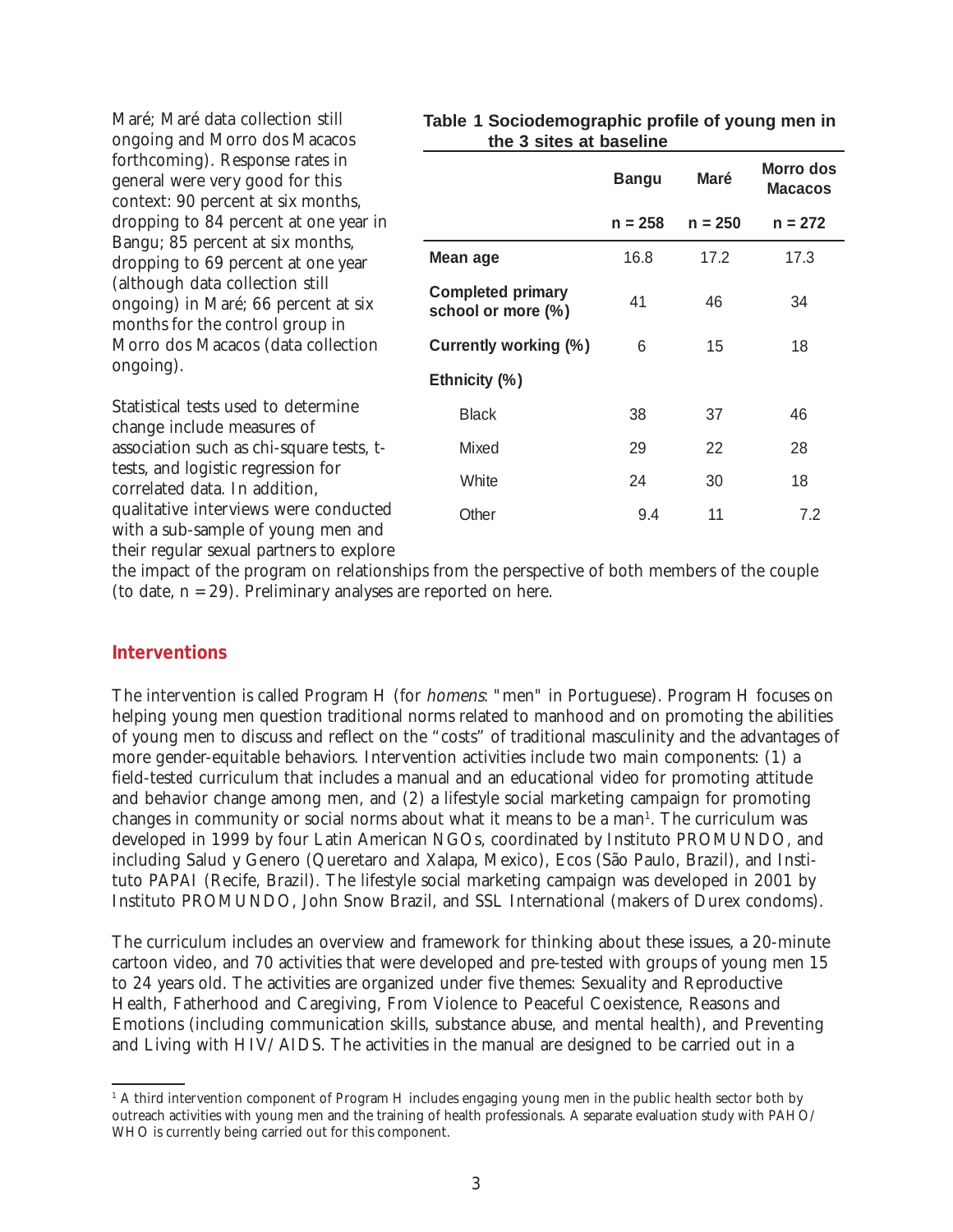Maré; Maré data collection still ongoing and Morro dos Macacos forthcoming). Response rates in general were very good for this context: 90 percent at six months, dropping to 84 percent at one year in Bangu; 85 percent at six months, dropping to 69 percent at one year (although data collection still ongoing) in Maré; 66 percent at six months for the control group in Morro dos Macacos (data collection ongoing).

Statistical tests used to determine change include measures of association such as chi-square tests, t-tests, and logistic regression for correlated data. In addition, qualitative interviews were conducted with a sub-sample of young men and their regular sexual partners to explore the impact of the program on relationships from the perspective of both members of the couple (to date, n = 29). Preliminary analyses are reported on here.

**Table 1 Sociodemographic profile of young men in the 3 sites at baseline**

| | Bangu | Maré | Morro dos Macacos |
|---|---|---|---|
| | n = 258 | n = 250 | n = 272 |
| **Mean age** | 16.8 | 17.2 | 17.3 |
| **Completed primary school or more (%)** | 41 | 46 | 34 |
| **Currently working (%)** | 6 | 15 | 18 |
| **Ethnicity (%)** | | | |
| Black | 38 | 37 | 46 |
| Mixed | 29 | 22 | 28 |
| White | 24 | 30 | 18 |
| Other | 9.4 | 11 | 7.2 |

## Interventions

The intervention is called Program H (for *homens*: "men" in Portuguese). Program H focuses on helping young men question traditional norms related to manhood and on promoting the abilities of young men to discuss and reflect on the "costs" of traditional masculinity and the advantages of more gender-equitable behaviors. Intervention activities include two main components: (1) a field-tested curriculum that includes a manual and an educational video for promoting attitude and behavior change among men, and (2) a lifestyle social marketing campaign for promoting changes in community or social norms about what it means to be a man[1]. The curriculum was developed in 1999 by four Latin American NGOs, coordinated by Instituto PROMUNDO, and including Salud y Genero (Queretaro and Xalapa, Mexico), Ecos (São Paulo, Brazil), and Instituto PAPAI (Recife, Brazil). The lifestyle social marketing campaign was developed in 2001 by Instituto PROMUNDO, John Snow Brazil, and SSL International (makers of Durex condoms).

The curriculum includes an overview and framework for thinking about these issues, a 20-minute cartoon video, and 70 activities that were developed and pre-tested with groups of young men 15 to 24 years old. The activities are organized under five themes: Sexuality and Reproductive Health, Fatherhood and Caregiving, From Violence to Peaceful Coexistence, Reasons and Emotions (including communication skills, substance abuse, and mental health), and Preventing and Living with HIV/AIDS. The activities in the manual are designed to be carried out in a

---

[1] A third intervention component of Program H includes engaging young men in the public health sector both by outreach activities with young men and the training of health professionals. A separate evaluation study with PAHO/WHO is currently being carried out for this component.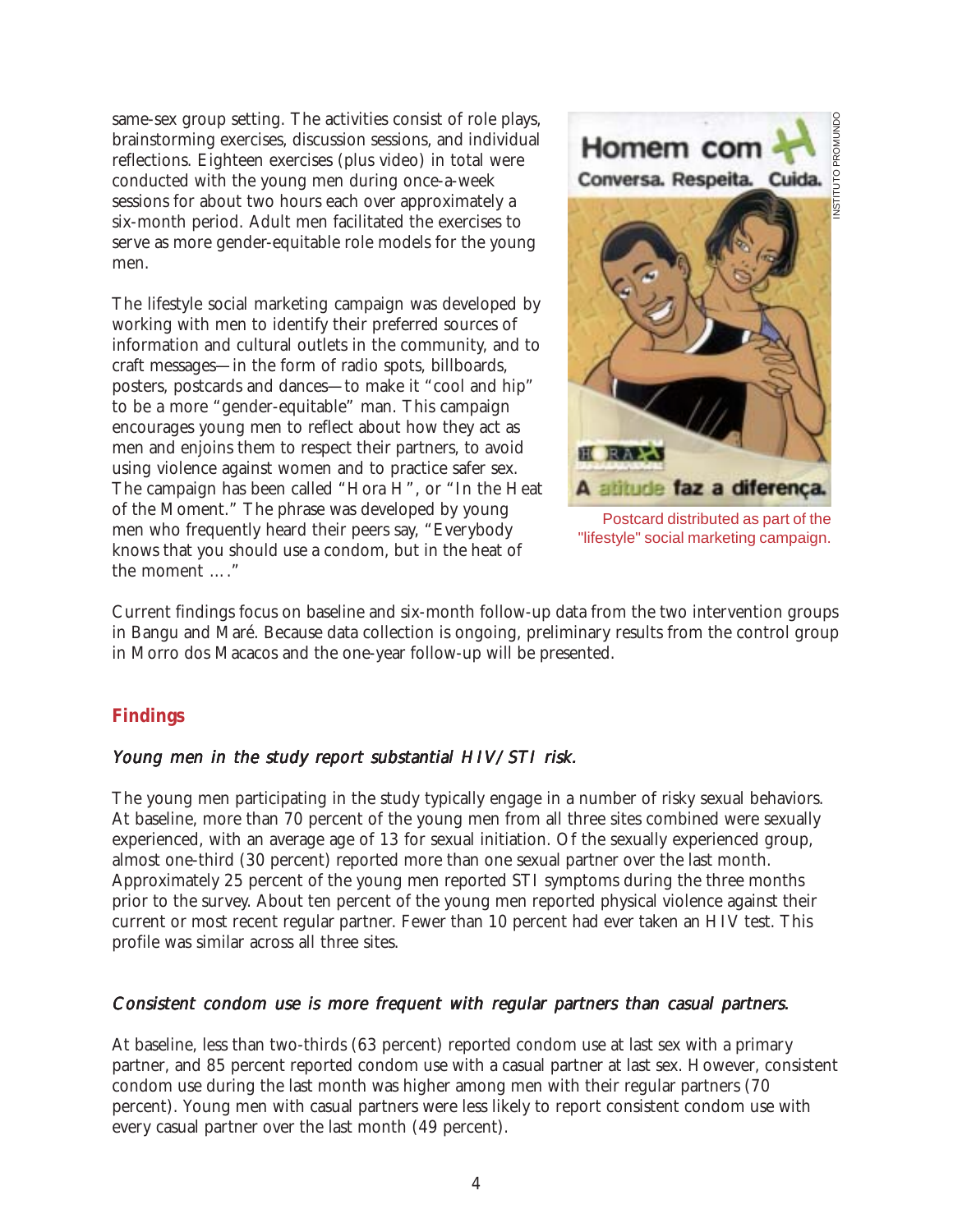same-sex group setting. The activities consist of role plays, brainstorming exercises, discussion sessions, and individual reflections. Eighteen exercises (plus video) in total were conducted with the young men during once-a-week sessions for about two hours each over approximately a six-month period. Adult men facilitated the exercises to serve as more gender-equitable role models for the young men.

The lifestyle social marketing campaign was developed by working with men to identify their preferred sources of information and cultural outlets in the community, and to craft messages—in the form of radio spots, billboards, posters, postcards and dances—to make it "cool and hip" to be a more "gender-equitable" man. This campaign encourages young men to reflect about how they act as men and enjoins them to respect their partners, to avoid using violence against women and to practice safer sex. The campaign has been called "Hora H", or "In the Heat of the Moment." The phrase was developed by young men who frequently heard their peers say, "Everybody knows that you should use a condom, but in the heat of the moment …."

Postcard distributed as part of the "lifestyle" social marketing campaign.

Current findings focus on baseline and six-month follow-up data from the two intervention groups in Bangu and Maré. Because data collection is ongoing, preliminary results from the control group in Morro dos Macacos and the one-year follow-up will be presented.

## Findings

### *Young men in the study report substantial HIV/STI risk.*

The young men participating in the study typically engage in a number of risky sexual behaviors. At baseline, more than 70 percent of the young men from all three sites combined were sexually experienced, with an average age of 13 for sexual initiation. Of the sexually experienced group, almost one-third (30 percent) reported more than one sexual partner over the last month. Approximately 25 percent of the young men reported STI symptoms during the three months prior to the survey. About ten percent of the young men reported physical violence against their current or most recent regular partner. Fewer than 10 percent had ever taken an HIV test. This profile was similar across all three sites.

### *Consistent condom use is more frequent with regular partners than casual partners.*

At baseline, less than two-thirds (63 percent) reported condom use at last sex with a primary partner, and 85 percent reported condom use with a casual partner at last sex. However, consistent condom use during the last month was higher among men with their regular partners (70 percent). Young men with casual partners were less likely to report consistent condom use with every casual partner over the last month (49 percent).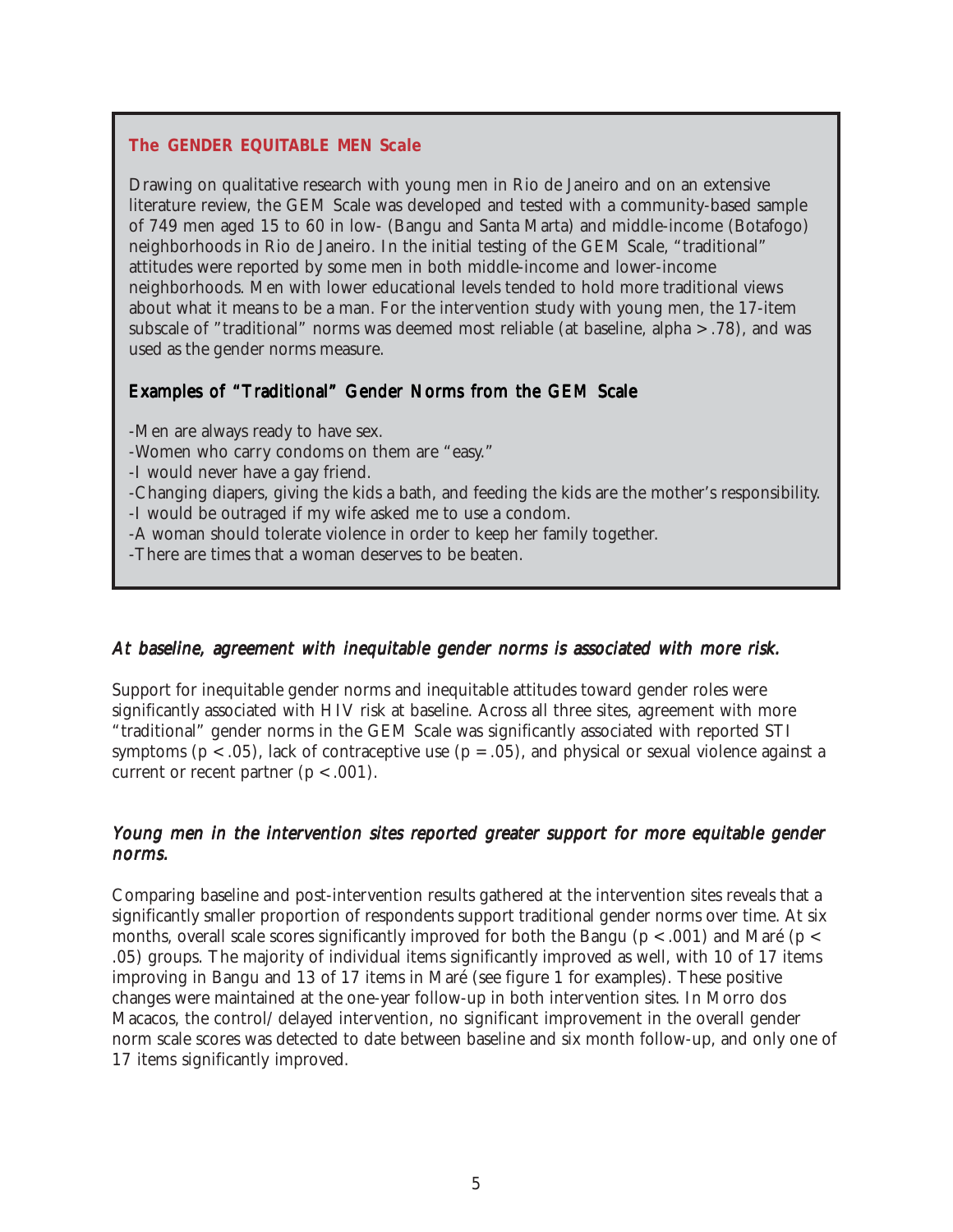### The GENDER EQUITABLE MEN Scale

Drawing on qualitative research with young men in Rio de Janeiro and on an extensive literature review, the GEM Scale was developed and tested with a community-based sample of 749 men aged 15 to 60 in low- (Bangu and Santa Marta) and middle-income (Botafogo) neighborhoods in Rio de Janeiro. In the initial testing of the GEM Scale, "traditional" attitudes were reported by some men in both middle-income and lower-income neighborhoods. Men with lower educational levels tended to hold more traditional views about what it means to be a man. For the intervention study with young men, the 17-item subscale of "traditional" norms was deemed most reliable (at baseline, alpha > .78), and was used as the gender norms measure.

#### Examples of "Traditional" Gender Norms from the GEM Scale

- -Men are always ready to have sex.
- -Women who carry condoms on them are "easy."
- -I would never have a gay friend.
- -Changing diapers, giving the kids a bath, and feeding the kids are the mother's responsibility.
- -I would be outraged if my wife asked me to use a condom.
- -A woman should tolerate violence in order to keep her family together.
- -There are times that a woman deserves to be beaten.

### *At baseline, agreement with inequitable gender norms is associated with more risk.*

Support for inequitable gender norms and inequitable attitudes toward gender roles were significantly associated with HIV risk at baseline. Across all three sites, agreement with more "traditional" gender norms in the GEM Scale was significantly associated with reported STI symptoms ($p < .05$), lack of contraceptive use ($p = .05$), and physical or sexual violence against a current or recent partner ($p < .001$).

### *Young men in the intervention sites reported greater support for more equitable gender norms.*

Comparing baseline and post-intervention results gathered at the intervention sites reveals that a significantly smaller proportion of respondents support traditional gender norms over time. At six months, overall scale scores significantly improved for both the Bangu ($p < .001$) and Maré ($p < .05$) groups. The majority of individual items significantly improved as well, with 10 of 17 items improving in Bangu and 13 of 17 items in Maré (see figure 1 for examples). These positive changes were maintained at the one-year follow-up in both intervention sites. In Morro dos Macacos, the control/delayed intervention, no significant improvement in the overall gender norm scale scores was detected to date between baseline and six month follow-up, and only one of 17 items significantly improved.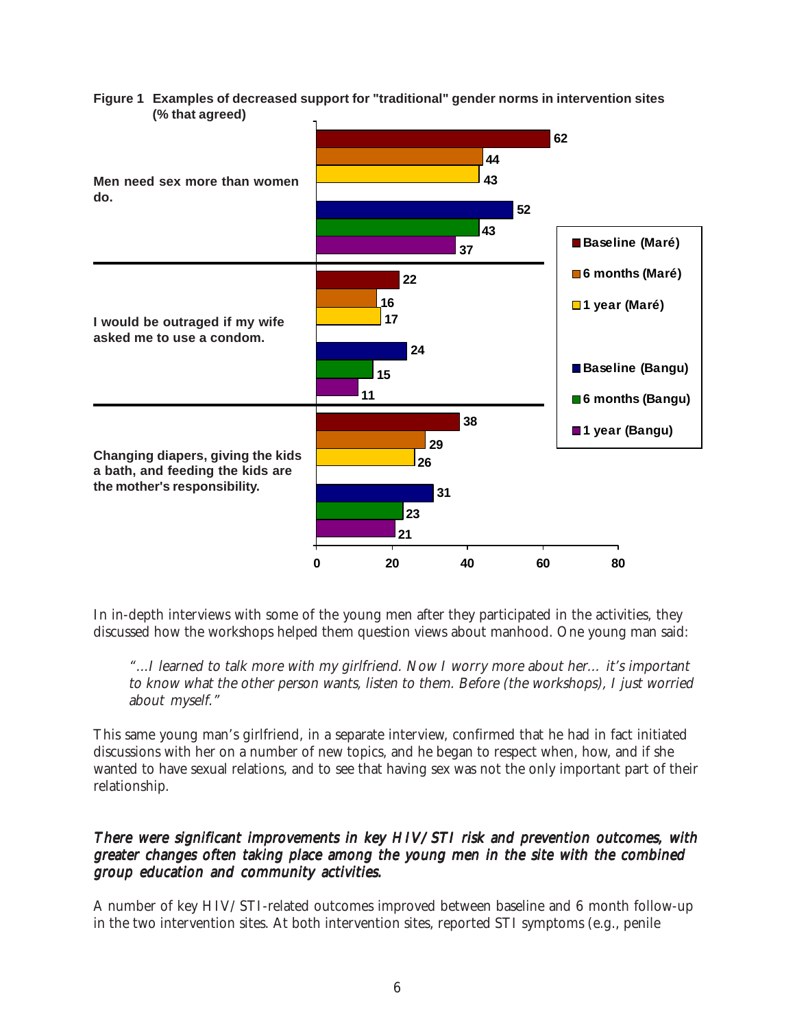**Figure 1 Examples of decreased support for "traditional" gender norms in intervention sites (% that agreed)**

| Statement | Baseline (Maré) | 6 months (Maré) | 1 year (Maré) | Baseline (Bangu) | 6 months (Bangu) | 1 year (Bangu) |
|---|---|---|---|---|---|---|
| Men need sex more than women do. | 62 | 44 | 43 | 52 | 43 | 37 |
| I would be outraged if my wife asked me to use a condom. | 22 | 16 | 17 | 24 | 15 | 11 |
| Changing diapers, giving the kids a bath, and feeding the kids are the mother's responsibility. | 38 | 29 | 26 | 31 | 23 | 21 |

In in-depth interviews with some of the young men after they participated in the activities, they discussed how the workshops helped them question views about manhood. One young man said:

> *"...I learned to talk more with my girlfriend. Now I worry more about her... it's important to know what the other person wants, listen to them. Before (the workshops), I just worried about myself."*

This same young man's girlfriend, in a separate interview, confirmed that he had in fact initiated discussions with her on a number of new topics, and he began to respect when, how, and if she wanted to have sexual relations, and to see that having sex was not the only important part of their relationship.

### *There were significant improvements in key HIV/STI risk and prevention outcomes, with greater changes often taking place among the young men in the site with the combined group education and community activities.*

A number of key HIV/STI-related outcomes improved between baseline and 6 month follow-up in the two intervention sites. At both intervention sites, reported STI symptoms (e.g., penile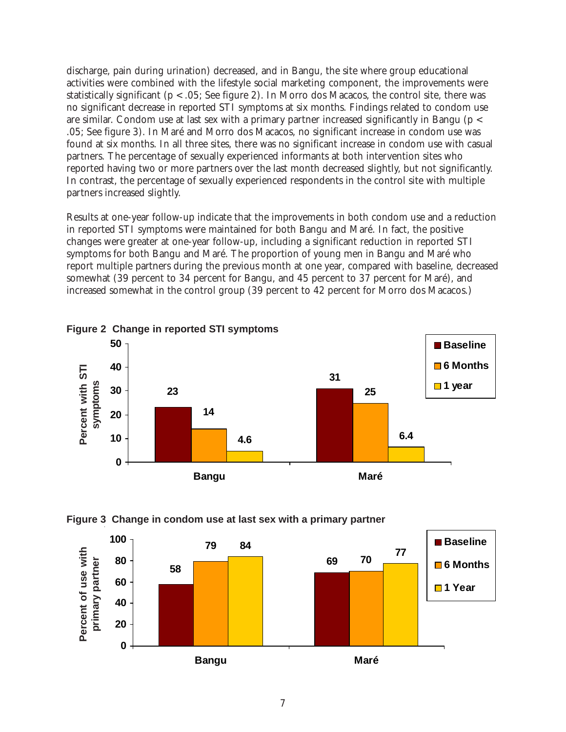discharge, pain during urination) decreased, and in Bangu, the site where group educational activities were combined with the lifestyle social marketing component, the improvements were statistically significant ($p < .05$; See figure 2). In Morro dos Macacos, the control site, there was no significant decrease in reported STI symptoms at six months. Findings related to condom use are similar. Condom use at last sex with a primary partner increased significantly in Bangu ($p < .05$; See figure 3). In Maré and Morro dos Macacos, no significant increase in condom use was found at six months. In all three sites, there was no significant increase in condom use with casual partners. The percentage of sexually experienced informants at both intervention sites who reported having two or more partners over the last month decreased slightly, but not significantly. In contrast, the percentage of sexually experienced respondents in the control site with multiple partners increased slightly.

Results at one-year follow-up indicate that the improvements in both condom use and a reduction in reported STI symptoms were maintained for both Bangu and Maré. In fact, the positive changes were greater at one-year follow-up, including a significant reduction in reported STI symptoms for both Bangu and Maré. The proportion of young men in Bangu and Maré who report multiple partners during the previous month at one year, compared with baseline, decreased somewhat (39 percent to 34 percent for Bangu, and 45 percent to 37 percent for Maré), and increased somewhat in the control group (39 percent to 42 percent for Morro dos Macacos.)

**Figure 2 Change in reported STI symptoms**

| Percent with STI symptoms | Baseline | 6 Months | 1 year |
|---|---|---|---|
| Bangu | 23 | 14 | 4.6 |
| Maré | 31 | 25 | 6.4 |

**Figure 3 Change in condom use at last sex with a primary partner**

| Percent of use with primary partner | Baseline | 6 Months | 1 Year |
|---|---|---|---|
| Bangu | 58 | 79 | 84 |
| Maré | 69 | 70 | 77 |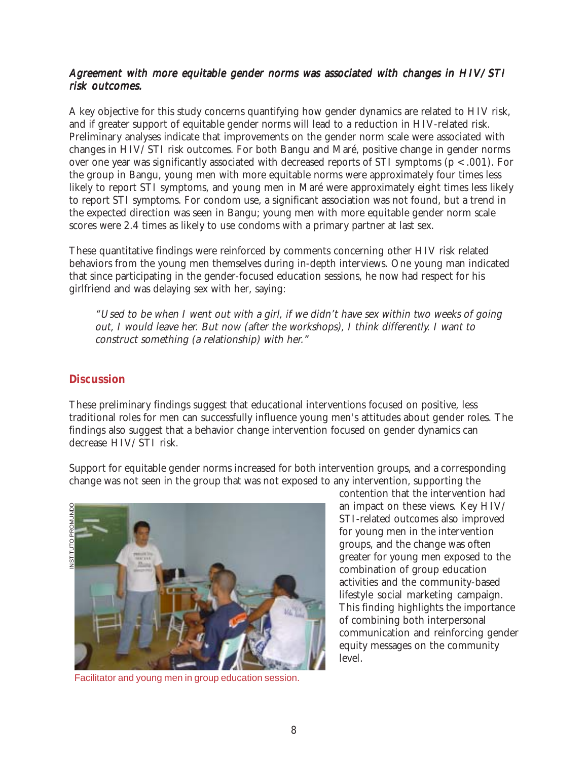*Agreement with more equitable gender norms was associated with changes in HIV/STI risk outcomes.*

A key objective for this study concerns quantifying how gender dynamics are related to HIV risk, and if greater support of equitable gender norms will lead to a reduction in HIV-related risk. Preliminary analyses indicate that improvements on the gender norm scale were associated with changes in HIV/STI risk outcomes. For both Bangu and Maré, positive change in gender norms over one year was significantly associated with decreased reports of STI symptoms ($p < .001$). For the group in Bangu, young men with more equitable norms were approximately four times less likely to report STI symptoms, and young men in Maré were approximately eight times less likely to report STI symptoms. For condom use, a significant association was not found, but a trend in the expected direction was seen in Bangu; young men with more equitable gender norm scale scores were 2.4 times as likely to use condoms with a primary partner at last sex.

These quantitative findings were reinforced by comments concerning other HIV risk related behaviors from the young men themselves during in-depth interviews. One young man indicated that since participating in the gender-focused education sessions, he now had respect for his girlfriend and was delaying sex with her, saying:

> *"Used to be when I went out with a girl, if we didn't have sex within two weeks of going out, I would leave her. But now (after the workshops), I think differently. I want to construct something (a relationship) with her."*

## Discussion

These preliminary findings suggest that educational interventions focused on positive, less traditional roles for men can successfully influence young men's attitudes about gender roles. The findings also suggest that a behavior change intervention focused on gender dynamics can decrease HIV/STI risk.

Support for equitable gender norms increased for both intervention groups, and a corresponding change was not seen in the group that was not exposed to any intervention, supporting the contention that the intervention had an impact on these views. Key HIV/STI-related outcomes also improved for young men in the intervention groups, and the change was often greater for young men exposed to the combination of group education activities and the community-based lifestyle social marketing campaign. This finding highlights the importance of combining both interpersonal communication and reinforcing gender equity messages on the community level.

INSTITUTO PROMUNDO

Facilitator and young men in group education session.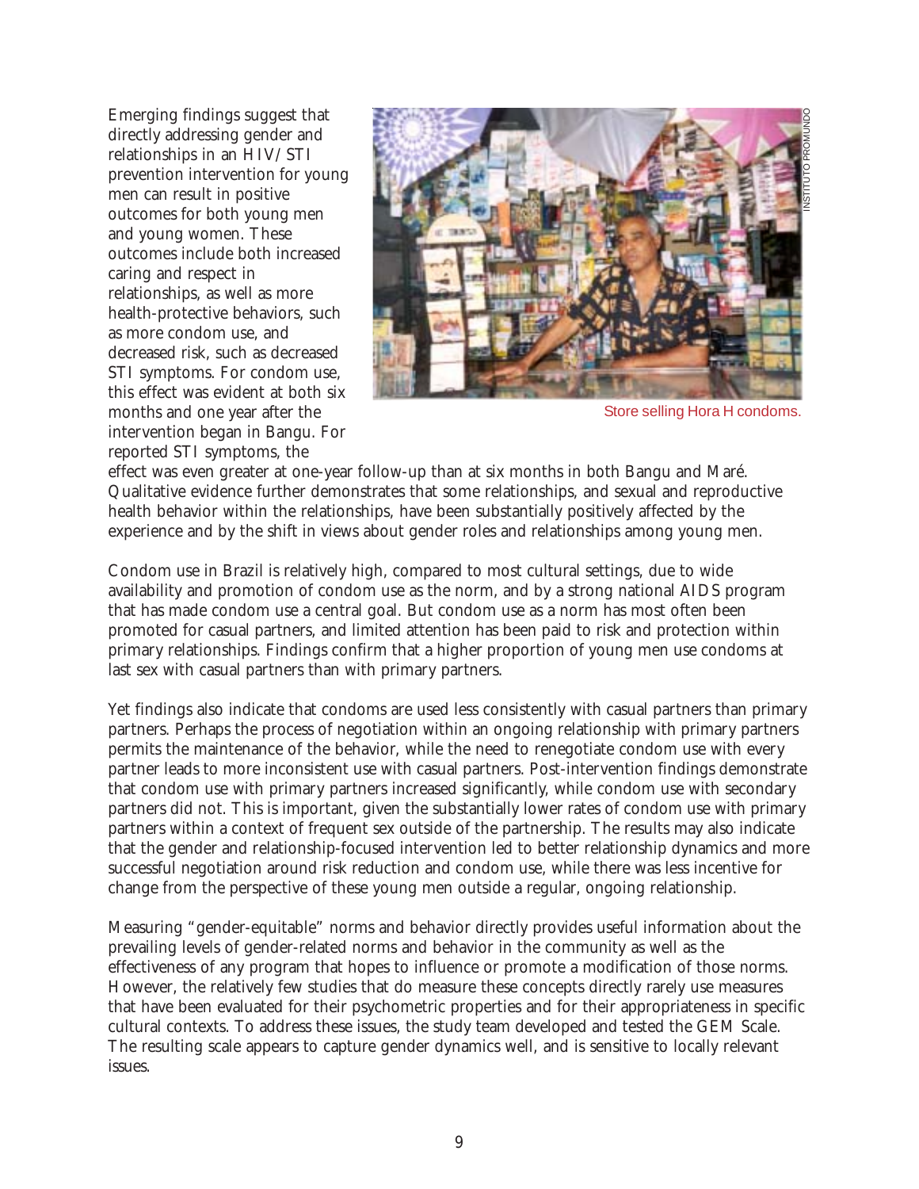Emerging findings suggest that directly addressing gender and relationships in an HIV/STI prevention intervention for young men can result in positive outcomes for both young men and young women. These outcomes include both increased caring and respect in relationships, as well as more health-protective behaviors, such as more condom use, and decreased risk, such as decreased STI symptoms. For condom use, this effect was evident at both six months and one year after the intervention began in Bangu. For reported STI symptoms, the effect was even greater at one-year follow-up than at six months in both Bangu and Maré. Qualitative evidence further demonstrates that some relationships, and sexual and reproductive health behavior within the relationships, have been substantially positively affected by the experience and by the shift in views about gender roles and relationships among young men.

Store selling Hora H condoms.

Condom use in Brazil is relatively high, compared to most cultural settings, due to wide availability and promotion of condom use as the norm, and by a strong national AIDS program that has made condom use a central goal. But condom use as a norm has most often been promoted for casual partners, and limited attention has been paid to risk and protection within primary relationships. Findings confirm that a higher proportion of young men use condoms at last sex with casual partners than with primary partners.

Yet findings also indicate that condoms are used less consistently with casual partners than primary partners. Perhaps the process of negotiation within an ongoing relationship with primary partners permits the maintenance of the behavior, while the need to renegotiate condom use with every partner leads to more inconsistent use with casual partners. Post-intervention findings demonstrate that condom use with primary partners increased significantly, while condom use with secondary partners did not. This is important, given the substantially lower rates of condom use with primary partners within a context of frequent sex outside of the partnership. The results may also indicate that the gender and relationship-focused intervention led to better relationship dynamics and more successful negotiation around risk reduction and condom use, while there was less incentive for change from the perspective of these young men outside a regular, ongoing relationship.

Measuring "gender-equitable" norms and behavior directly provides useful information about the prevailing levels of gender-related norms and behavior in the community as well as the effectiveness of any program that hopes to influence or promote a modification of those norms. However, the relatively few studies that do measure these concepts directly rarely use measures that have been evaluated for their psychometric properties and for their appropriateness in specific cultural contexts. To address these issues, the study team developed and tested the GEM Scale. The resulting scale appears to capture gender dynamics well, and is sensitive to locally relevant issues.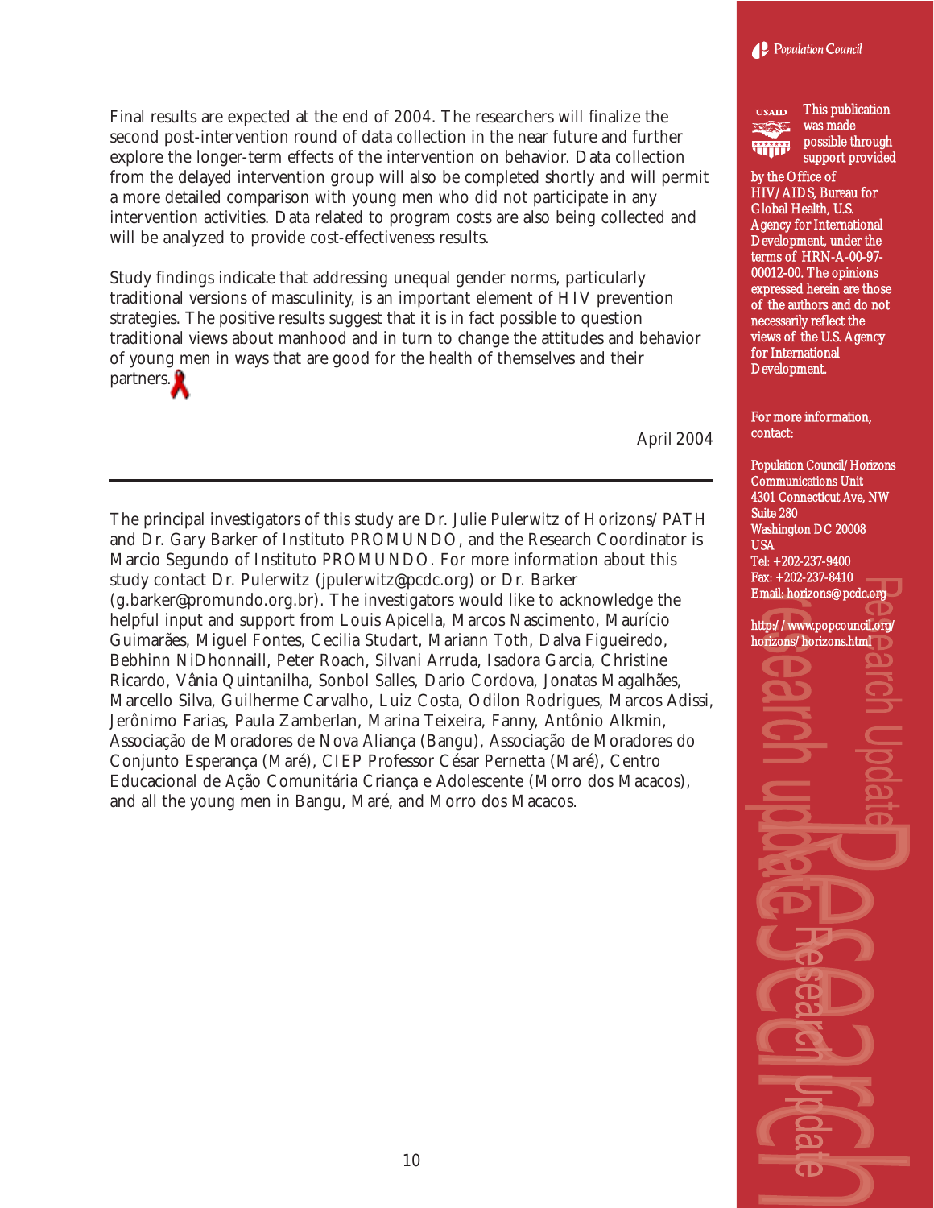Final results are expected at the end of 2004. The researchers will finalize the second post-intervention round of data collection in the near future and further explore the longer-term effects of the intervention on behavior. Data collection from the delayed intervention group will also be completed shortly and will permit a more detailed comparison with young men who did not participate in any intervention activities. Data related to program costs are also being collected and will be analyzed to provide cost-effectiveness results.

Study findings indicate that addressing unequal gender norms, particularly traditional versions of masculinity, is an important element of HIV prevention strategies. The positive results suggest that it is in fact possible to question traditional views about manhood and in turn to change the attitudes and behavior of young men in ways that are good for the health of themselves and their partners.

April 2004

---

The principal investigators of this study are Dr. Julie Pulerwitz of Horizons/PATH and Dr. Gary Barker of Instituto PROMUNDO, and the Research Coordinator is Marcio Segundo of Instituto PROMUNDO. For more information about this study contact Dr. Pulerwitz (jpulerwitz@pcdc.org) or Dr. Barker (g.barker@promundo.org.br). The investigators would like to acknowledge the helpful input and support from Louis Apicella, Marcos Nascimento, Maurício Guimarães, Miguel Fontes, Cecilia Studart, Mariann Toth, Dalva Figueiredo, Bebhinn NiDhonnaill, Peter Roach, Silvani Arruda, Isadora Garcia, Christine Ricardo, Vânia Quintanilha, Sonbol Salles, Dario Cordova, Jonatas Magalhães, Marcello Silva, Guilherme Carvalho, Luiz Costa, Odilon Rodrigues, Marcos Adissi, Jerônimo Farias, Paula Zamberlan, Marina Teixeira, Fanny, Antônio Alkmin, Associação de Moradores de Nova Aliança (Bangu), Associação de Moradores do Conjunto Esperança (Maré), CIEP Professor César Pernetta (Maré), Centro Educacional de Ação Comunitária Criança e Adolescente (Morro dos Macacos), and all the young men in Bangu, Maré, and Morro dos Macacos.

Population Council

USAID

This publication was made possible through support provided by the Office of HIV/AIDS, Bureau for Global Health, U.S. Agency for International Development, under the terms of HRN-A-00-97-00012-00. The opinions expressed herein are those of the authors and do not necessarily reflect the views of the U.S. Agency for International Development.

For more information, contact:

Population Council/Horizons
Communications Unit
4301 Connecticut Ave, NW
Suite 280
Washington DC 20008
USA
Tel: +202-237-9400
Fax: +202-237-8410
Email: horizons@pcdc.org

http://www.popcouncil.org/horizons/horizons.html